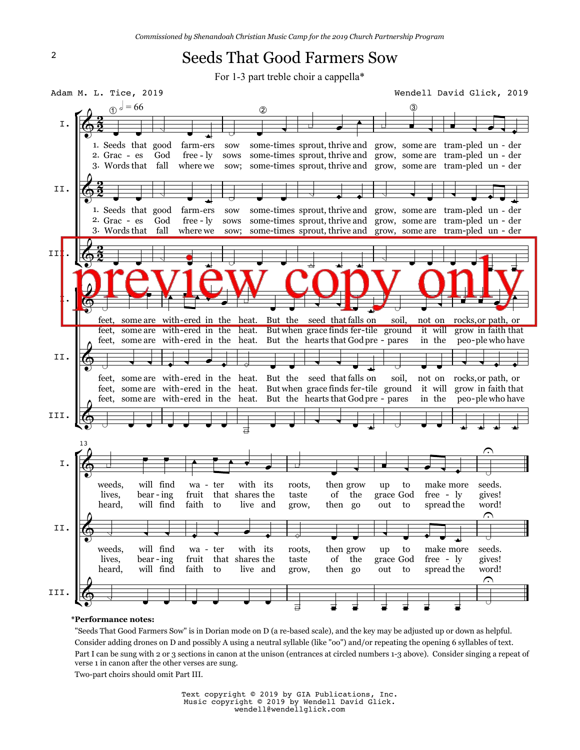*Commissioned by Shenandoah Christian Music Camp for the 2019 Church Partnership Program*

# Seeds That Good Farmers Sow

For 1-3 part treble choir a cappella*

Adam M. L. Tice, 2019

Wendell David Glick, 2019

1. Seeds that good farm-ers sow some-times sprout, thrive and grow, some are tram-pled un - der feet, some are with-ered in the heat. But the seed that falls on soil, not on rocks, or path, or weeds, will find wa - ter with its roots, then grow up to make more seeds.
2. Grac - es God free - ly sows some-times sprout, thrive and grow, some are tram-pled un - der feet, some are with-ered in the heat. But when grace finds fer-tile ground it will grow in faith that lives, bear - ing fruit that shares the taste of grace God free - ly gives!
3. Words that fall where we sow; some-times sprout, thrive and grow, some are tram-pled un - der feet, some are with-ered in the heat. But the hearts that God pre - pares in the peo-ple who have heard, will find faith to live and grow, then go out to spread the word!

preview copy only

***Performance notes:**

"Seeds That Good Farmers Sow" is in Dorian mode on D (a re-based scale), and the key may be adjusted up or down as helpful.

Consider adding drones on D and possibly A using a neutral syllable (like "oo") and/or repeating the opening 6 syllables of text.

Part I can be sung with 2 or 3 sections in canon at the unison (entrances at circled numbers 1-3 above). Consider singing a repeat of verse 1 in canon after the other verses are sung.

Two-part choirs should omit Part III.

Text copyright © 2019 by GIA Publications, Inc.
Music copyright © 2019 by Wendell David Glick.
wendell@wendellglick.com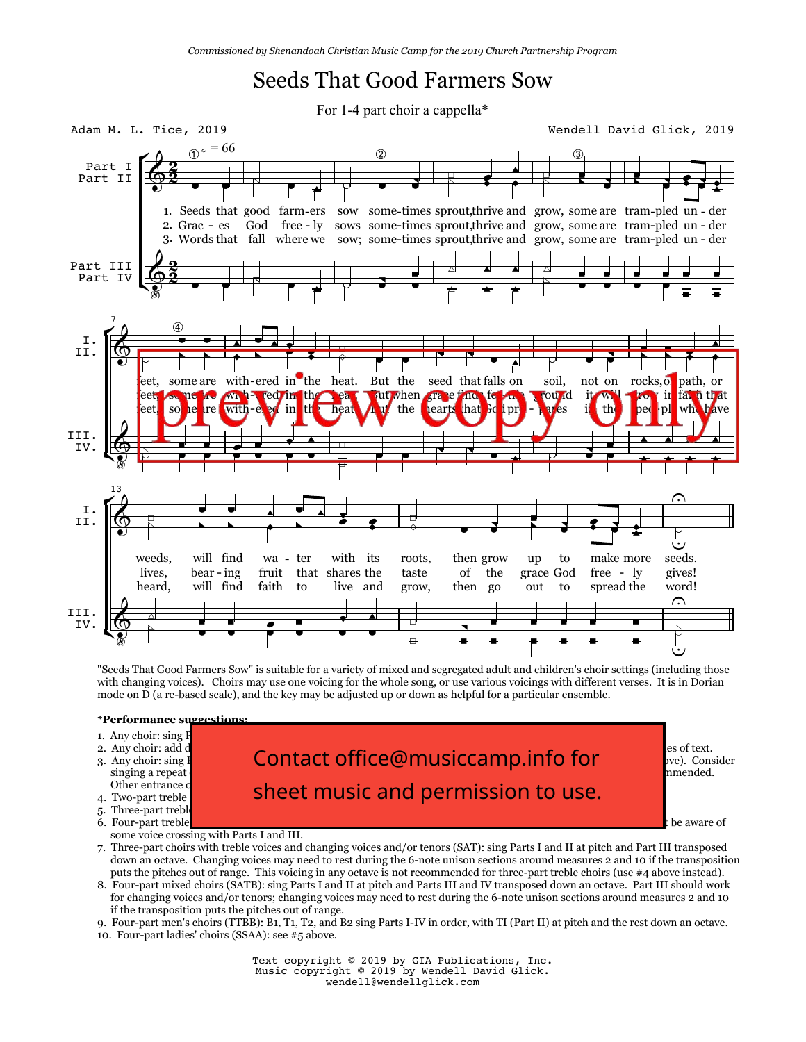*Commissioned by Shenandoah Christian Music Camp for the 2019 Church Partnership Program*

# Seeds That Good Farmers Sow

For 1-4 part choir a cappella*

Adam M. L. Tice, 2019

Wendell David Glick, 2019

1. Seeds that good farm-ers sow some-times sprout, thrive and grow, some are tram-pled un-der feet, some are with-ered in the heat. But the seed that falls on soil, not on rocks, or path, or weeds, will find wa-ter with its roots, then grow up to make more seeds.
2. Grac-es God free-ly sows some-times sprout, thrive and grow, some are tram-pled un-der feet, some are with-ered in the heat. But when grace finds fer-tile ground it will grow in faith that lives, bear-ing fruit that shares the taste of the grace God free-ly gives!
3. Words that fall where we sow; some-times sprout, thrive and grow, some are tram-pled un-der feet, some are with-ered in the heat. But the hearts that God pre-pares in the peo-ple who have heard, will find faith to live and grow, then go out to spread the word!

preview copy only

"Seeds That Good Farmers Sow" is suitable for a variety of mixed and segregated adult and children's choir settings (including those with changing voices). Choirs may use one voicing for the whole song, or use various voicings with different verses. It is in Dorian mode on D (a re-based scale), and the key may be adjusted up or down as helpful for a particular ensemble.

**\*Performance suggestions:**

1. Any choir: sing P
2. Any choir: add d ... es of text.
3. Any choir: sing P ... ove). Consider singing a repeat ... mmended. Other entrance o
4. Two-part treble
5. Three-part trebl
6. Four-part treble ... be aware of some voice crossing with Parts I and III.
7. Three-part choirs with treble voices and changing voices and/or tenors (SAT): sing Parts I and II at pitch and Part III transposed down an octave. Changing voices may need to rest during the 6-note unison sections around measures 2 and 10 if the transposition puts the pitches out of range. This voicing in any octave is not recommended for three-part treble choirs (use #4 above instead).
8. Four-part mixed choirs (SATB): sing Parts I and II at pitch and Parts III and IV transposed down an octave. Part III should work for changing voices and/or tenors; changing voices may need to rest during the 6-note unison sections around measures 2 and 10 if the transposition puts the pitches out of range.
9. Four-part men's choirs (TTBB): B1, T1, T2, and B2 sing Parts I-IV in order, with TI (Part II) at pitch and the rest down an octave.
10. Four-part ladies' choirs (SSAA): see #5 above.

Contact office@musiccamp.info for sheet music and permission to use.

Text copyright © 2019 by GIA Publications, Inc.
Music copyright © 2019 by Wendell David Glick.
wendell@wendellglick.com